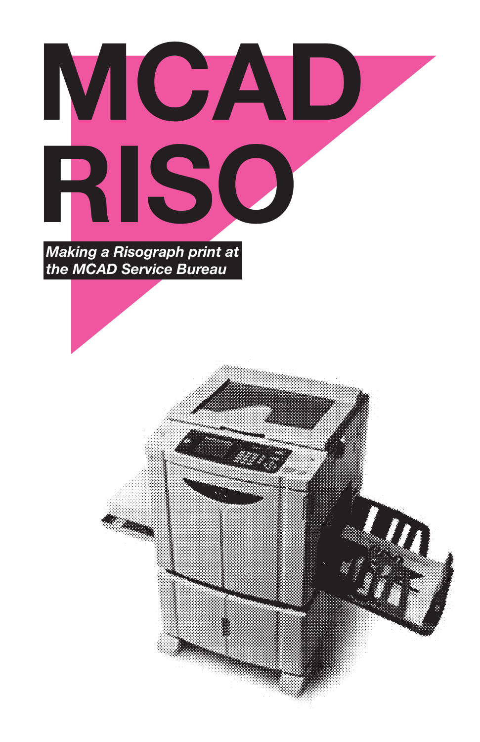# MCAD RISO

***Making a Risograph print at the MCAD Service Bureau***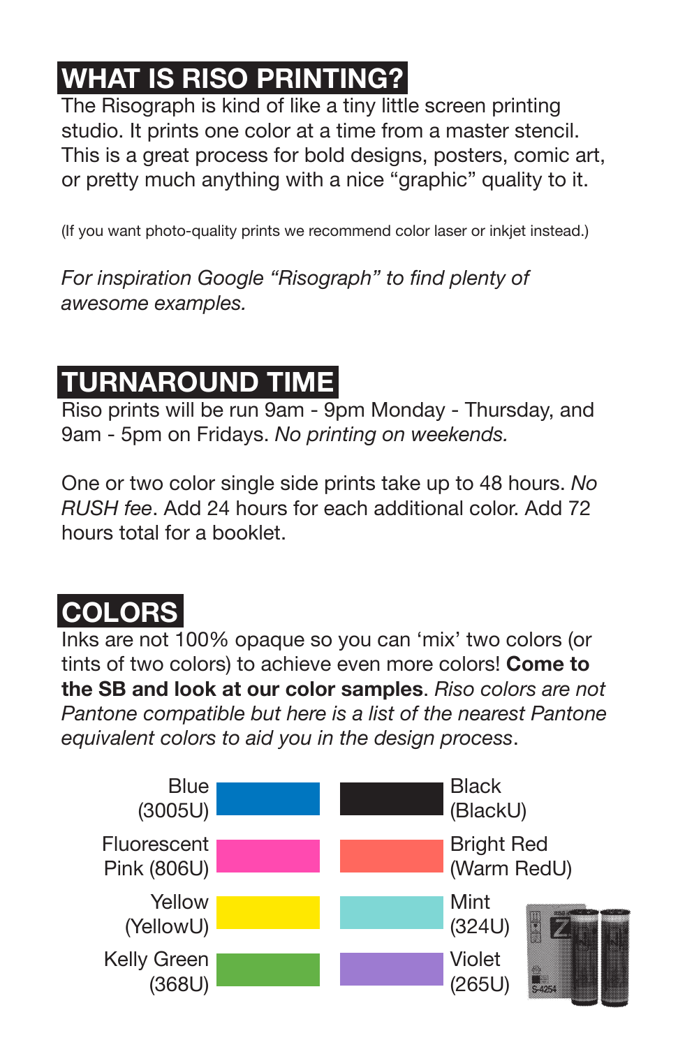## WHAT IS RISO PRINTING?

The Risograph is kind of like a tiny little screen printing studio. It prints one color at a time from a master stencil. This is a great process for bold designs, posters, comic art, or pretty much anything with a nice "graphic" quality to it.

(If you want photo-quality prints we recommend color laser or inkjet instead.)

*For inspiration Google "Risograph" to find plenty of awesome examples.*

## TURNAROUND TIME

Riso prints will be run 9am - 9pm Monday - Thursday, and 9am - 5pm on Fridays. *No printing on weekends.*

One or two color single side prints take up to 48 hours. *No RUSH fee*. Add 24 hours for each additional color. Add 72 hours total for a booklet.

## COLORS

Inks are not 100% opaque so you can 'mix' two colors (or tints of two colors) to achieve even more colors! **Come to the SB and look at our color samples**. *Riso colors are not Pantone compatible but here is a list of the nearest Pantone equivalent colors to aid you in the design process*.

- Blue (3005U)
- Black (BlackU)
- Fluorescent Pink (806U)
- Bright Red (Warm RedU)
- Yellow (YellowU)
- Mint (324U)
- Kelly Green (368U)
- Violet (265U)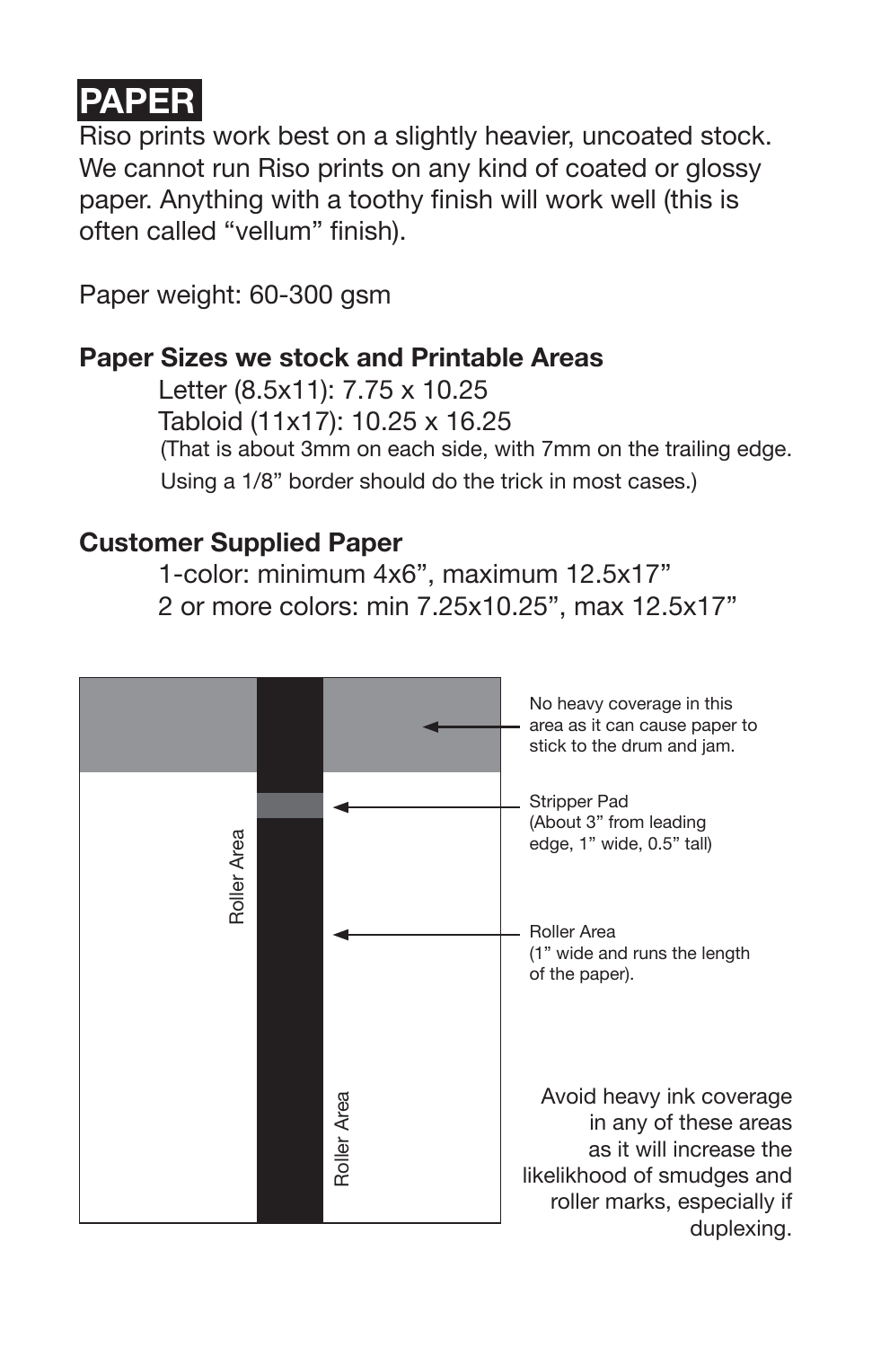# PAPER

Riso prints work best on a slightly heavier, uncoated stock. We cannot run Riso prints on any kind of coated or glossy paper. Anything with a toothy finish will work well (this is often called "vellum" finish).

Paper weight: 60-300 gsm

**Paper Sizes we stock and Printable Areas**

Letter (8.5x11): 7.75 x 10.25
Tabloid (11x17): 10.25 x 16.25
(That is about 3mm on each side, with 7mm on the trailing edge. Using a 1/8" border should do the trick in most cases.)

**Customer Supplied Paper**

1-color: minimum 4x6", maximum 12.5x17"
2 or more colors: min 7.25x10.25", max 12.5x17"

Roller Area

Roller Area

No heavy coverage in this area as it can cause paper to stick to the drum and jam.

Stripper Pad (About 3" from leading edge, 1" wide, 0.5" tall)

Roller Area (1" wide and runs the length of the paper).

Avoid heavy ink coverage in any of these areas as it will increase the likelikhood of smudges and roller marks, especially if duplexing.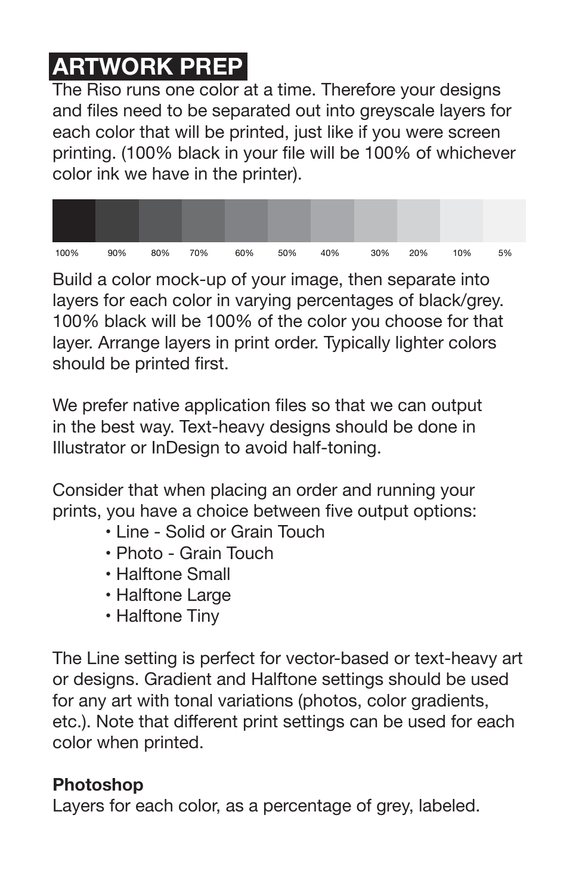# ARTWORK PREP

The Riso runs one color at a time. Therefore your designs and files need to be separated out into greyscale layers for each color that will be printed, just like if you were screen printing. (100% black in your file will be 100% of whichever color ink we have in the printer).

| 100% | 90% | 80% | 70% | 60% | 50% | 40% | 30% | 20% | 10% | 5% |
| --- | --- | --- | --- | --- | --- | --- | --- | --- | --- | --- |

Build a color mock-up of your image, then separate into layers for each color in varying percentages of black/grey. 100% black will be 100% of the color you choose for that layer. Arrange layers in print order. Typically lighter colors should be printed first.

We prefer native application files so that we can output in the best way. Text-heavy designs should be done in Illustrator or InDesign to avoid half-toning.

Consider that when placing an order and running your prints, you have a choice between five output options:

- Line - Solid or Grain Touch
- Photo - Grain Touch
- Halftone Small
- Halftone Large
- Halftone Tiny

The Line setting is perfect for vector-based or text-heavy art or designs. Gradient and Halftone settings should be used for any art with tonal variations (photos, color gradients, etc.). Note that different print settings can be used for each color when printed.

**Photoshop**
Layers for each color, as a percentage of grey, labeled.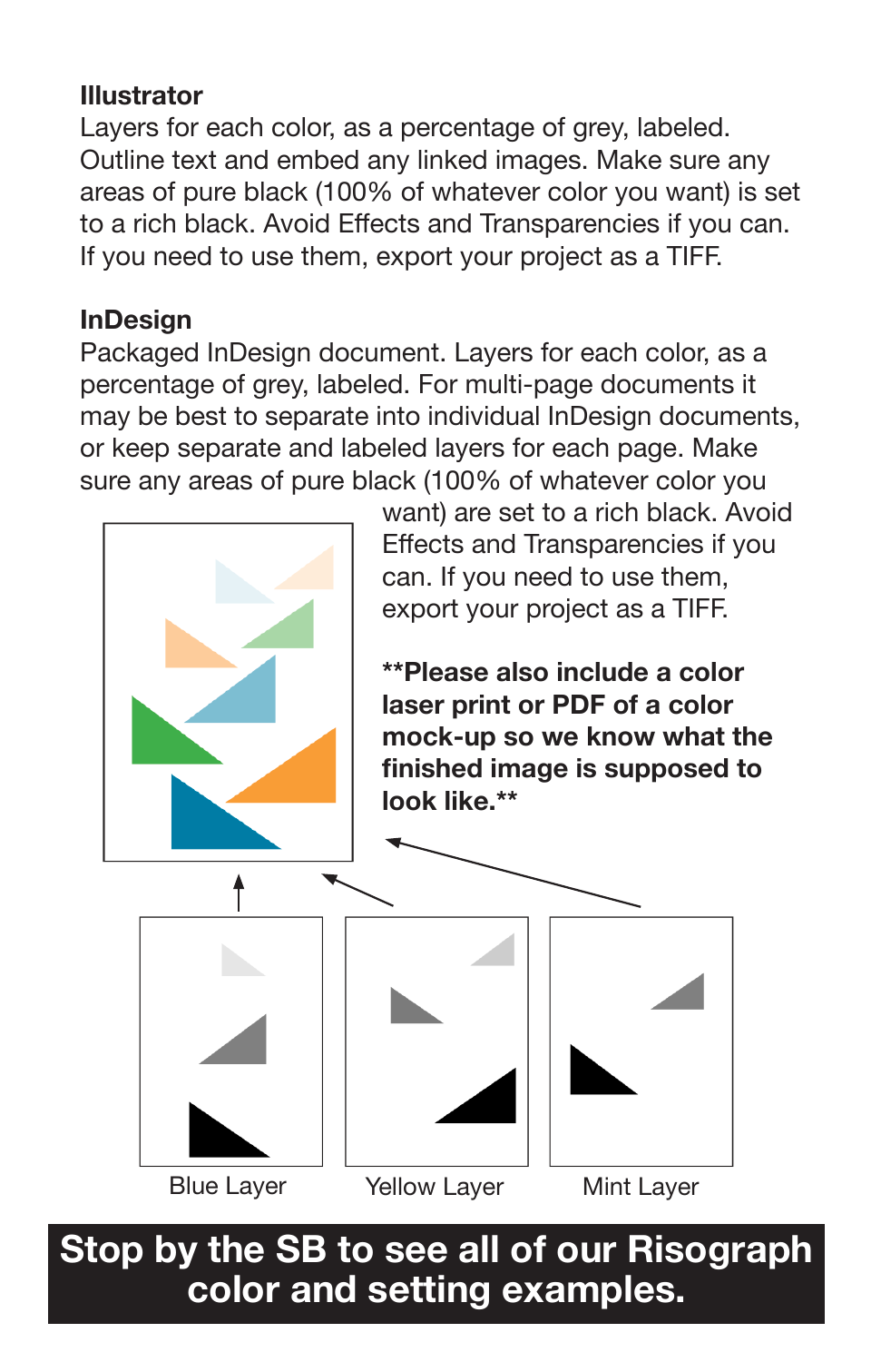### Illustrator

Layers for each color, as a percentage of grey, labeled. Outline text and embed any linked images. Make sure any areas of pure black (100% of whatever color you want) is set to a rich black. Avoid Effects and Transparencies if you can. If you need to use them, export your project as a TIFF.

### InDesign

Packaged InDesign document. Layers for each color, as a percentage of grey, labeled. For multi-page documents it may be best to separate into individual InDesign documents, or keep separate and labeled layers for each page. Make sure any areas of pure black (100% of whatever color you want) are set to a rich black. Avoid Effects and Transparencies if you can. If you need to use them, export your project as a TIFF.

**\*\*Please also include a color laser print or PDF of a color mock-up so we know what the finished image is supposed to look like.\*\***

Blue Layer Yellow Layer Mint Layer

**Stop by the SB to see all of our Risograph color and setting examples.**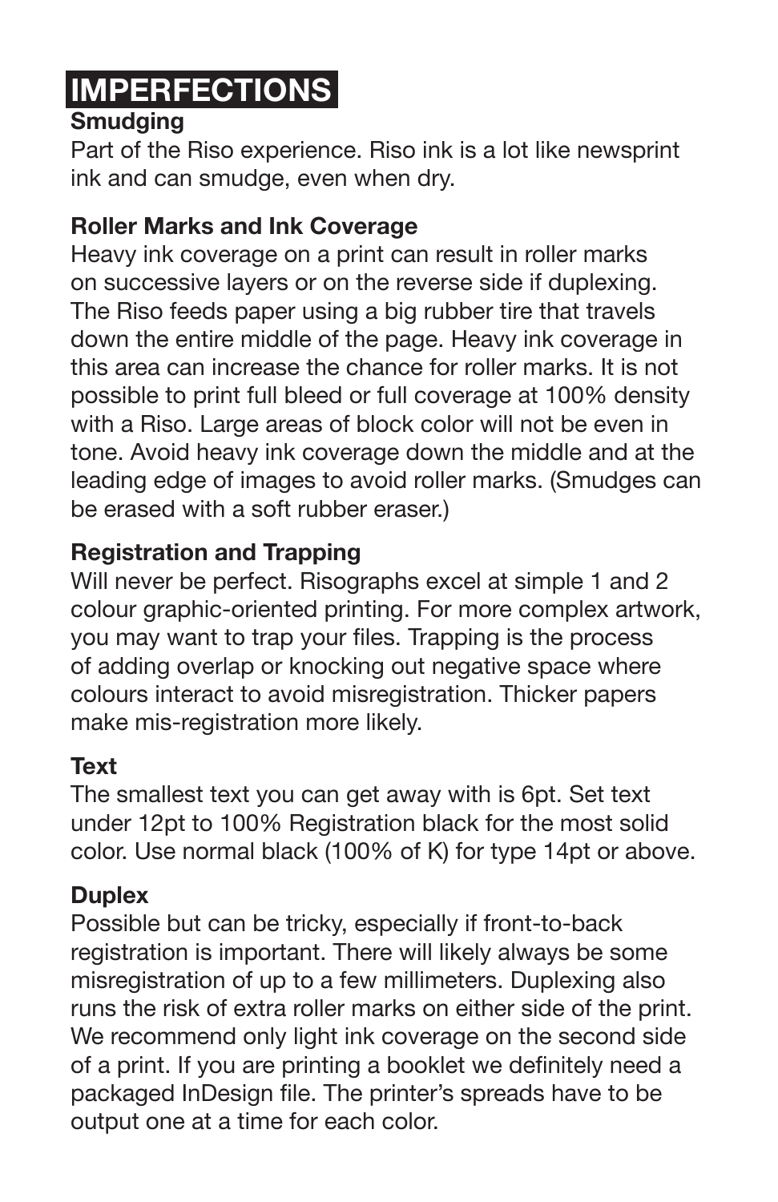# IMPERFECTIONS

**Smudging**

Part of the Riso experience. Riso ink is a lot like newsprint ink and can smudge, even when dry.

**Roller Marks and Ink Coverage**

Heavy ink coverage on a print can result in roller marks on successive layers or on the reverse side if duplexing. The Riso feeds paper using a big rubber tire that travels down the entire middle of the page. Heavy ink coverage in this area can increase the chance for roller marks. It is not possible to print full bleed or full coverage at 100% density with a Riso. Large areas of block color will not be even in tone. Avoid heavy ink coverage down the middle and at the leading edge of images to avoid roller marks. (Smudges can be erased with a soft rubber eraser.)

**Registration and Trapping**

Will never be perfect. Risographs excel at simple 1 and 2 colour graphic-oriented printing. For more complex artwork, you may want to trap your files. Trapping is the process of adding overlap or knocking out negative space where colours interact to avoid misregistration. Thicker papers make mis-registration more likely.

**Text**

The smallest text you can get away with is 6pt. Set text under 12pt to 100% Registration black for the most solid color. Use normal black (100% of K) for type 14pt or above.

**Duplex**

Possible but can be tricky, especially if front-to-back registration is important. There will likely always be some misregistration of up to a few millimeters. Duplexing also runs the risk of extra roller marks on either side of the print. We recommend only light ink coverage on the second side of a print. If you are printing a booklet we definitely need a packaged InDesign file. The printer's spreads have to be output one at a time for each color.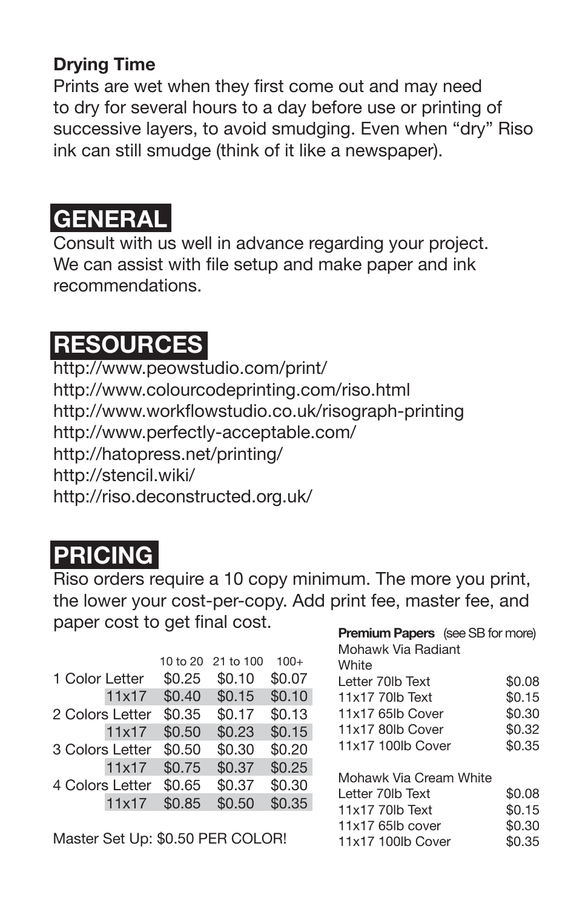**Drying Time**

Prints are wet when they first come out and may need to dry for several hours to a day before use or printing of successive layers, to avoid smudging. Even when "dry" Riso ink can still smudge (think of it like a newspaper).

## GENERAL

Consult with us well in advance regarding your project. We can assist with file setup and make paper and ink recommendations.

## RESOURCES

http://www.peowstudio.com/print/
http://www.colourcodeprinting.com/riso.html
http://www.workflowstudio.co.uk/risograph-printing
http://www.perfectly-acceptable.com/
http://hatopress.net/printing/
http://stencil.wiki/
http://riso.deconstructed.org.uk/

## PRICING

Riso orders require a 10 copy minimum. The more you print, the lower your cost-per-copy. Add print fee, master fee, and paper cost to get final cost.

| | | 10 to 20 | 21 to 100 | 100+ |
|---|---|---|---|---|
| 1 Color | Letter | $0.25 | $0.10 | $0.07 |
| | 11x17 | $0.40 | $0.15 | $0.10 |
| 2 Colors | Letter | $0.35 | $0.17 | $0.13 |
| | 11x17 | $0.50 | $0.23 | $0.15 |
| 3 Colors | Letter | $0.50 | $0.30 | $0.20 |
| | 11x17 | $0.75 | $0.37 | $0.25 |
| 4 Colors | Letter | $0.65 | $0.37 | $0.30 |
| | 11x17 | $0.85 | $0.50 | $0.35 |

Master Set Up: $0.50 PER COLOR!

**Premium Papers** (see SB for more)

| Mohawk Via Radiant White | |
|---|---|
| Letter 70lb Text | $0.08 |
| 11x17 70lb Text | $0.15 |
| 11x17 65lb Cover | $0.30 |
| 11x17 80lb Cover | $0.32 |
| 11x17 100lb Cover | $0.35 |

| Mohawk Via Cream White | |
|---|---|
| Letter 70lb Text | $0.08 |
| 11x17 70lb Text | $0.15 |
| 11x17 65lb cover | $0.30 |
| 11x17 100lb Cover | $0.35 |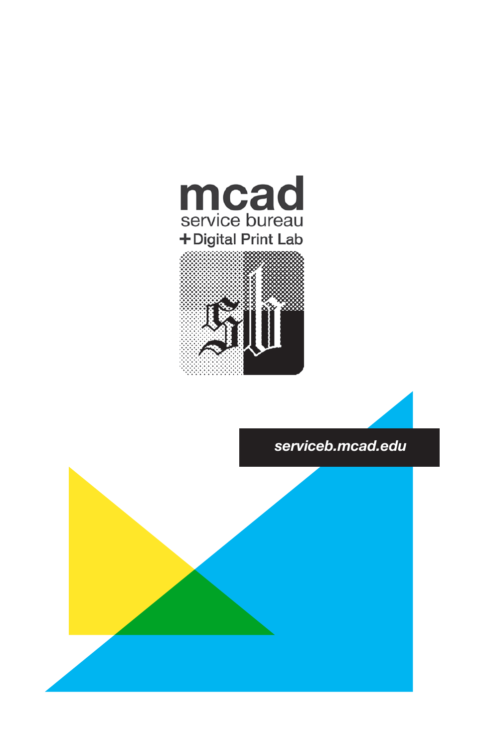mcad

service bureau

+Digital Print Lab

serviceb.mcad.edu